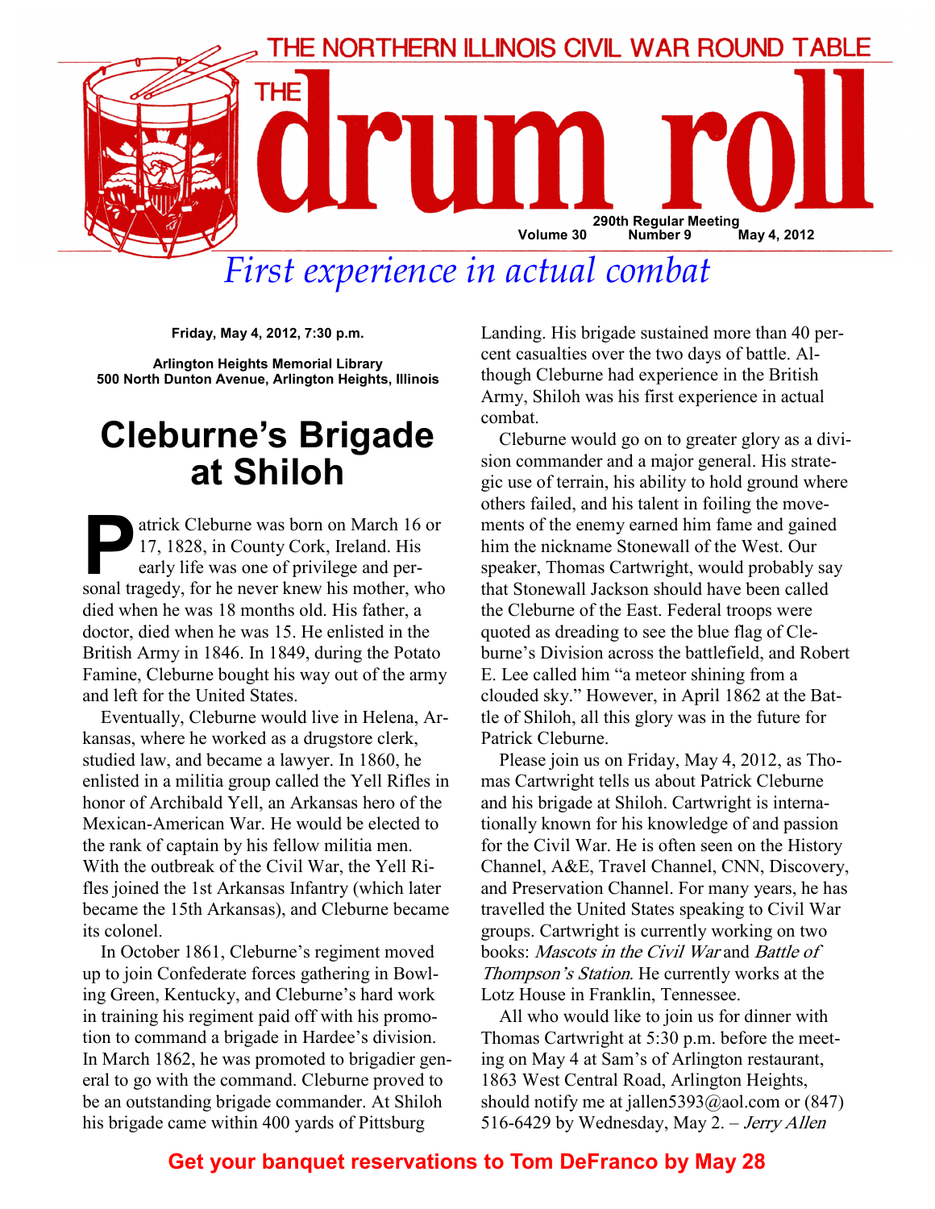THE NORTHERN ILLINOIS CIVIL WAR ROUND TABLE

# THE drum roll

290th Regular Meeting
Volume 30 Number 9 May 4, 2012

*First experience in actual combat*

**Friday, May 4, 2012, 7:30 p.m.**

**Arlington Heights Memorial Library**
**500 North Dunton Avenue, Arlington Heights, Illinois**

## Cleburne's Brigade at Shiloh

Patrick Cleburne was born on March 16 or 17, 1828, in County Cork, Ireland. His early life was one of privilege and personal tragedy, for he never knew his mother, who died when he was 18 months old. His father, a doctor, died when he was 15. He enlisted in the British Army in 1846. In 1849, during the Potato Famine, Cleburne bought his way out of the army and left for the United States.

Eventually, Cleburne would live in Helena, Arkansas, where he worked as a drugstore clerk, studied law, and became a lawyer. In 1860, he enlisted in a militia group called the Yell Rifles in honor of Archibald Yell, an Arkansas hero of the Mexican-American War. He would be elected to the rank of captain by his fellow militia men. With the outbreak of the Civil War, the Yell Rifles joined the 1st Arkansas Infantry (which later became the 15th Arkansas), and Cleburne became its colonel.

In October 1861, Cleburne's regiment moved up to join Confederate forces gathering in Bowling Green, Kentucky, and Cleburne's hard work in training his regiment paid off with his promotion to command a brigade in Hardee's division. In March 1862, he was promoted to brigadier general to go with the command. Cleburne proved to be an outstanding brigade commander. At Shiloh his brigade came within 400 yards of Pittsburg Landing. His brigade sustained more than 40 percent casualties over the two days of battle. Although Cleburne had experience in the British Army, Shiloh was his first experience in actual combat.

Cleburne would go on to greater glory as a division commander and a major general. His strategic use of terrain, his ability to hold ground where others failed, and his talent in foiling the movements of the enemy earned him fame and gained him the nickname Stonewall of the West. Our speaker, Thomas Cartwright, would probably say that Stonewall Jackson should have been called the Cleburne of the East. Federal troops were quoted as dreading to see the blue flag of Cleburne's Division across the battlefield, and Robert E. Lee called him "a meteor shining from a clouded sky." However, in April 1862 at the Battle of Shiloh, all this glory was in the future for Patrick Cleburne.

Please join us on Friday, May 4, 2012, as Thomas Cartwright tells us about Patrick Cleburne and his brigade at Shiloh. Cartwright is internationally known for his knowledge of and passion for the Civil War. He is often seen on the History Channel, A&E, Travel Channel, CNN, Discovery, and Preservation Channel. For many years, he has travelled the United States speaking to Civil War groups. Cartwright is currently working on two books: *Mascots in the Civil War* and *Battle of Thompson's Station*. He currently works at the Lotz House in Franklin, Tennessee.

All who would like to join us for dinner with Thomas Cartwright at 5:30 p.m. before the meeting on May 4 at Sam's of Arlington restaurant, 1863 West Central Road, Arlington Heights, should notify me at jallen5393@aol.com or (847) 516-6429 by Wednesday, May 2. – *Jerry Allen*

**Get your banquet reservations to Tom DeFranco by May 28**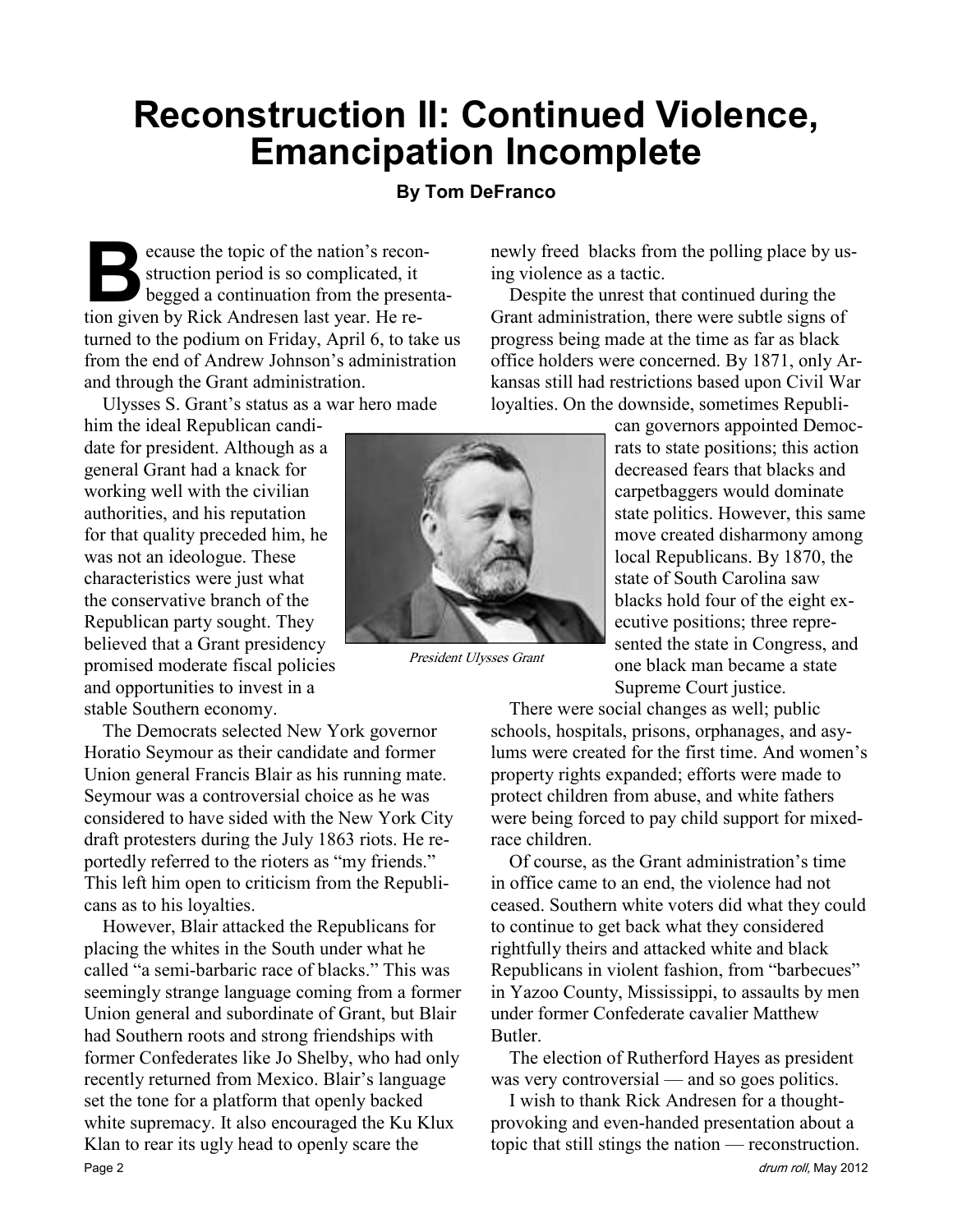# Reconstruction II: Continued Violence, Emancipation Incomplete

**By Tom DeFranco**

Because the topic of the nation's reconstruction period is so complicated, it begged a continuation from the presentation given by Rick Andresen last year. He returned to the podium on Friday, April 6, to take us from the end of Andrew Johnson's administration and through the Grant administration.

Ulysses S. Grant's status as a war hero made him the ideal Republican candidate for president. Although as a general Grant had a knack for working well with the civilian authorities, and his reputation for that quality preceded him, he was not an ideologue. These characteristics were just what the conservative branch of the Republican party sought. They believed that a Grant presidency promised moderate fiscal policies and opportunities to invest in a stable Southern economy.

*President Ulysses Grant*

The Democrats selected New York governor Horatio Seymour as their candidate and former Union general Francis Blair as his running mate. Seymour was a controversial choice as he was considered to have sided with the New York City draft protesters during the July 1863 riots. He reportedly referred to the rioters as "my friends." This left him open to criticism from the Republicans as to his loyalties.

However, Blair attacked the Republicans for placing the whites in the South under what he called "a semi-barbaric race of blacks." This was seemingly strange language coming from a former Union general and subordinate of Grant, but Blair had Southern roots and strong friendships with former Confederates like Jo Shelby, who had only recently returned from Mexico. Blair's language set the tone for a platform that openly backed white supremacy. It also encouraged the Ku Klux Klan to rear its ugly head to openly scare the newly freed blacks from the polling place by using violence as a tactic.

Despite the unrest that continued during the Grant administration, there were subtle signs of progress being made at the time as far as black office holders were concerned. By 1871, only Arkansas still had restrictions based upon Civil War loyalties. On the downside, sometimes Republican governors appointed Democrats to state positions; this action decreased fears that blacks and carpetbaggers would dominate state politics. However, this same move created disharmony among local Republicans. By 1870, the state of South Carolina saw blacks hold four of the eight executive positions; three represented the state in Congress, and one black man became a state Supreme Court justice.

There were social changes as well; public schools, hospitals, prisons, orphanages, and asylums were created for the first time. And women's property rights expanded; efforts were made to protect children from abuse, and white fathers were being forced to pay child support for mixed-race children.

Of course, as the Grant administration's time in office came to an end, the violence had not ceased. Southern white voters did what they could to continue to get back what they considered rightfully theirs and attacked white and black Republicans in violent fashion, from "barbecues" in Yazoo County, Mississippi, to assaults by men under former Confederate cavalier Matthew Butler.

The election of Rutherford Hayes as president was very controversial — and so goes politics.

I wish to thank Rick Andresen for a thought-provoking and even-handed presentation about a topic that still stings the nation — reconstruction.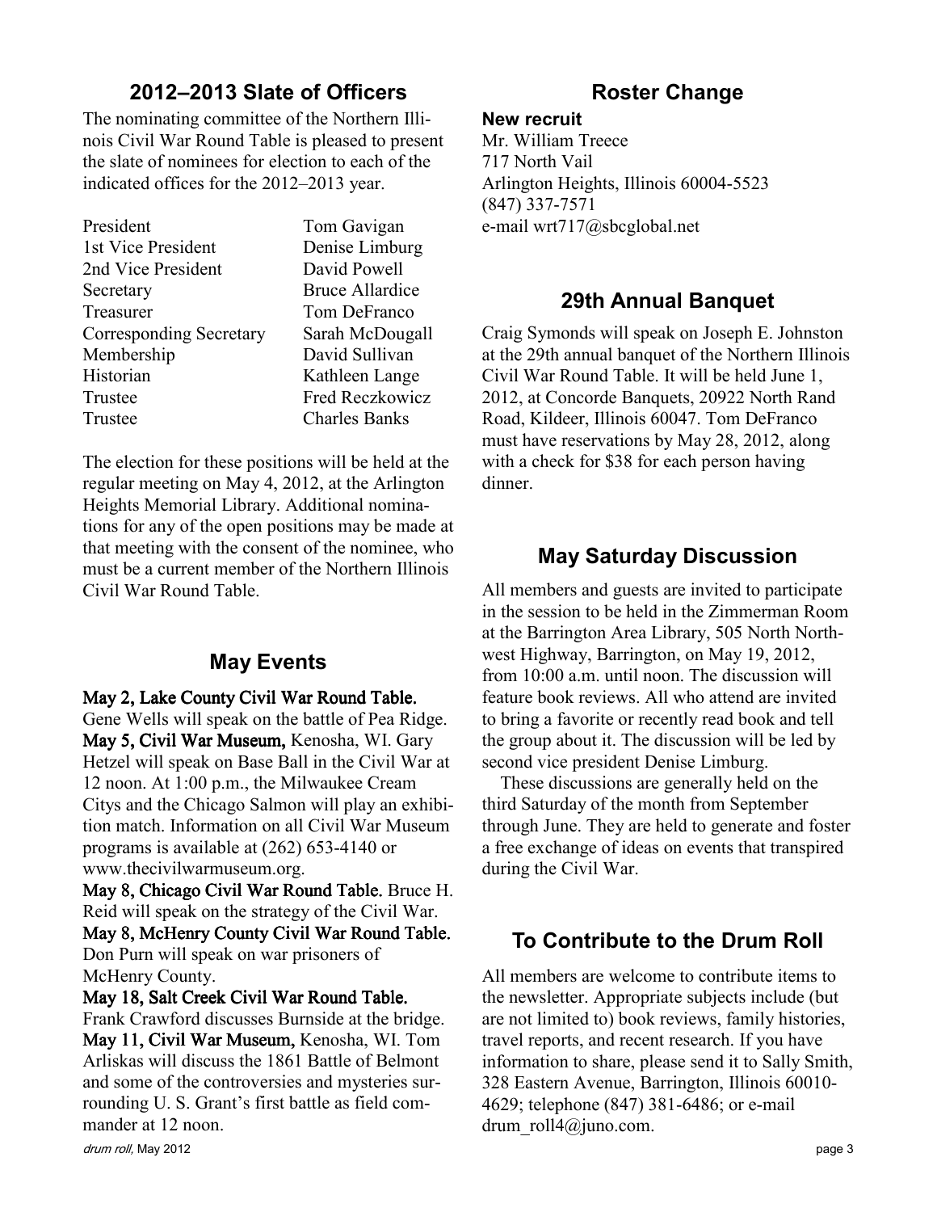## 2012–2013 Slate of Officers

The nominating committee of the Northern Illinois Civil War Round Table is pleased to present the slate of nominees for election to each of the indicated offices for the 2012–2013 year.

| | |
|---|---|
| President | Tom Gavigan |
| 1st Vice President | Denise Limburg |
| 2nd Vice President | David Powell |
| Secretary | Bruce Allardice |
| Treasurer | Tom DeFranco |
| Corresponding Secretary | Sarah McDougall |
| Membership | David Sullivan |
| Historian | Kathleen Lange |
| Trustee | Fred Reczkowicz |
| Trustee | Charles Banks |

The election for these positions will be held at the regular meeting on May 4, 2012, at the Arlington Heights Memorial Library. Additional nominations for any of the open positions may be made at that meeting with the consent of the nominee, who must be a current member of the Northern Illinois Civil War Round Table.

## May Events

**May 2, Lake County Civil War Round Table.** Gene Wells will speak on the battle of Pea Ridge.

**May 5, Civil War Museum,** Kenosha, WI. Gary Hetzel will speak on Base Ball in the Civil War at 12 noon. At 1:00 p.m., the Milwaukee Cream Citys and the Chicago Salmon will play an exhibition match. Information on all Civil War Museum programs is available at (262) 653-4140 or www.thecivilwarmuseum.org.

**May 8, Chicago Civil War Round Table.** Bruce H. Reid will speak on the strategy of the Civil War.

**May 8, McHenry County Civil War Round Table.** Don Purn will speak on war prisoners of McHenry County.

**May 18, Salt Creek Civil War Round Table.** Frank Crawford discusses Burnside at the bridge.

**May 11, Civil War Museum,** Kenosha, WI. Tom Arliskas will discuss the 1861 Battle of Belmont and some of the controversies and mysteries surrounding U. S. Grant's first battle as field commander at 12 noon.

## Roster Change

**New recruit**

Mr. William Treece
717 North Vail
Arlington Heights, Illinois 60004-5523
(847) 337-7571
e-mail wrt717@sbcglobal.net

## 29th Annual Banquet

Craig Symonds will speak on Joseph E. Johnston at the 29th annual banquet of the Northern Illinois Civil War Round Table. It will be held June 1, 2012, at Concorde Banquets, 20922 North Rand Road, Kildeer, Illinois 60047. Tom DeFranco must have reservations by May 28, 2012, along with a check for $38 for each person having dinner.

## May Saturday Discussion

All members and guests are invited to participate in the session to be held in the Zimmerman Room at the Barrington Area Library, 505 North Northwest Highway, Barrington, on May 19, 2012, from 10:00 a.m. until noon. The discussion will feature book reviews. All who attend are invited to bring a favorite or recently read book and tell the group about it. The discussion will be led by second vice president Denise Limburg.

These discussions are generally held on the third Saturday of the month from September through June. They are held to generate and foster a free exchange of ideas on events that transpired during the Civil War.

## To Contribute to the Drum Roll

All members are welcome to contribute items to the newsletter. Appropriate subjects include (but are not limited to) book reviews, family histories, travel reports, and recent research. If you have information to share, please send it to Sally Smith, 328 Eastern Avenue, Barrington, Illinois 60010-4629; telephone (847) 381-6486; or e-mail drum_roll4@juno.com.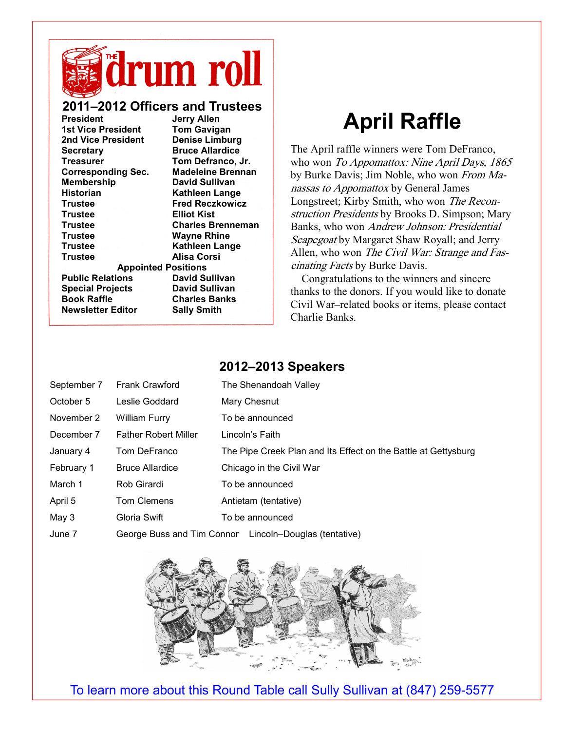# THE drum roll

## 2011–2012 Officers and Trustees

| | |
|---|---|
| **President** | **Jerry Allen** |
| **1st Vice President** | **Tom Gavigan** |
| **2nd Vice President** | **Denise Limburg** |
| **Secretary** | **Bruce Allardice** |
| **Treasurer** | **Tom Defranco, Jr.** |
| **Corresponding Sec.** | **Madeleine Brennan** |
| **Membership** | **David Sullivan** |
| **Historian** | **Kathleen Lange** |
| **Trustee** | **Fred Reczkowicz** |
| **Trustee** | **Elliot Kist** |
| **Trustee** | **Charles Brenneman** |
| **Trustee** | **Wayne Rhine** |
| **Trustee** | **Kathleen Lange** |
| **Trustee** | **Alisa Corsi** |

**Appointed Positions**

| | |
|---|---|
| **Public Relations** | **David Sullivan** |
| **Special Projects** | **David Sullivan** |
| **Book Raffle** | **Charles Banks** |
| **Newsletter Editor** | **Sally Smith** |

# April Raffle

The April raffle winners were Tom DeFranco, who won *To Appomattox: Nine April Days, 1865* by Burke Davis; Jim Noble, who won *From Manassas to Appomattox* by General James Longstreet; Kirby Smith, who won *The Reconstruction Presidents* by Brooks D. Simpson; Mary Banks, who won *Andrew Johnson: Presidential Scapegoat* by Margaret Shaw Royall; and Jerry Allen, who won *The Civil War: Strange and Fascinating Facts* by Burke Davis.

Congratulations to the winners and sincere thanks to the donors. If you would like to donate Civil War–related books or items, please contact Charlie Banks.

## 2012–2013 Speakers

| | | |
|---|---|---|
| September 7 | Frank Crawford | The Shenandoah Valley |
| October 5 | Leslie Goddard | Mary Chesnut |
| November 2 | William Furry | To be announced |
| December 7 | Father Robert Miller | Lincoln's Faith |
| January 4 | Tom DeFranco | The Pipe Creek Plan and Its Effect on the Battle at Gettysburg |
| February 1 | Bruce Allardice | Chicago in the Civil War |
| March 1 | Rob Girardi | To be announced |
| April 5 | Tom Clemens | Antietam (tentative) |
| May 3 | Gloria Swift | To be announced |
| June 7 | George Buss and Tim Connor | Lincoln–Douglas (tentative) |

To learn more about this Round Table call Sully Sullivan at (847) 259-5577